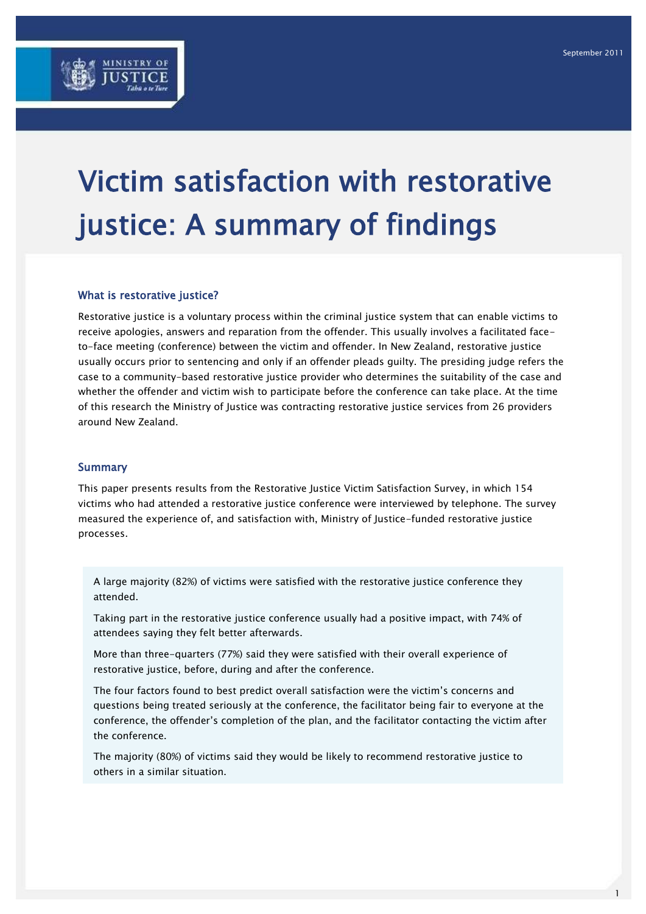# Victim satisfaction with restorative justice: A summary of findings

## What is restorative justice?

Restorative justice is a voluntary process within the criminal justice system that can enable victims to receive apologies, answers and reparation from the offender. This usually involves a facilitated face-to-face meeting (conference) between the victim and offender. In New Zealand, restorative justice usually occurs prior to sentencing and only if an offender pleads guilty. The presiding judge refers the case to a community-based restorative justice provider who determines the suitability of the case and whether the offender and victim wish to participate before the conference can take place. At the time of this research the Ministry of Justice was contracting restorative justice services from 26 providers around New Zealand.

## Summary

This paper presents results from the Restorative Justice Victim Satisfaction Survey, in which 154 victims who had attended a restorative justice conference were interviewed by telephone. The survey measured the experience of, and satisfaction with, Ministry of Justice-funded restorative justice processes.

A large majority (82%) of victims were satisfied with the restorative justice conference they attended.

Taking part in the restorative justice conference usually had a positive impact, with 74% of attendees saying they felt better afterwards.

More than three-quarters (77%) said they were satisfied with their overall experience of restorative justice, before, during and after the conference.

The four factors found to best predict overall satisfaction were the victim's concerns and questions being treated seriously at the conference, the facilitator being fair to everyone at the conference, the offender's completion of the plan, and the facilitator contacting the victim after the conference.

The majority (80%) of victims said they would be likely to recommend restorative justice to others in a similar situation.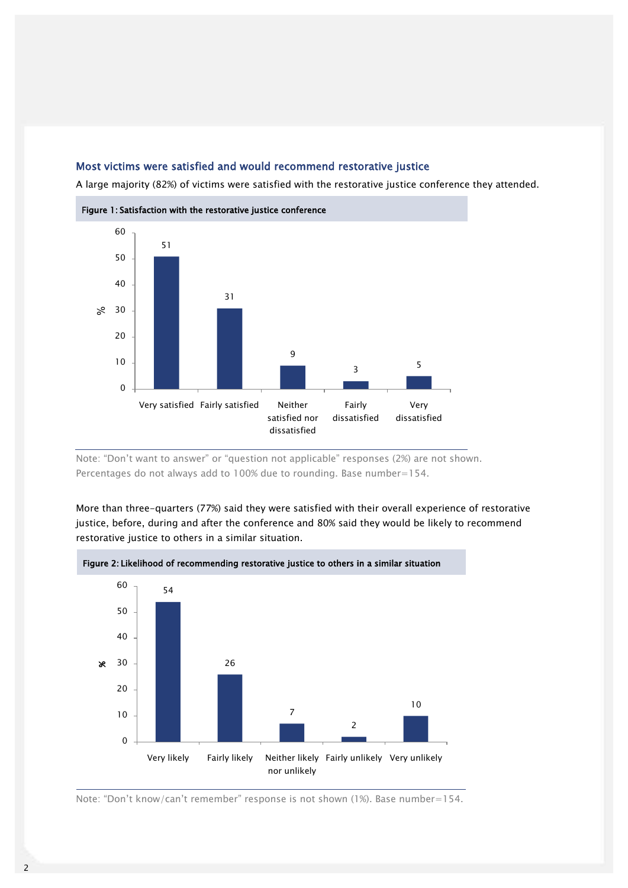## Most victims were satisfied and would recommend restorative justice

A large majority (82%) of victims were satisfied with the restorative justice conference they attended.

**Figure 1: Satisfaction with the restorative justice conference**

| Response | % |
|---|---|
| Very satisfied | 51 |
| Fairly satisfied | 31 |
| Neither satisfied nor dissatisfied | 9 |
| Fairly dissatisfied | 3 |
| Very dissatisfied | 5 |

Note: "Don't want to answer" or "question not applicable" responses (2%) are not shown. Percentages do not always add to 100% due to rounding. Base number=154.

More than three-quarters (77%) said they were satisfied with their overall experience of restorative justice, before, during and after the conference and 80% said they would be likely to recommend restorative justice to others in a similar situation.

**Figure 2: Likelihood of recommending restorative justice to others in a similar situation**

| Response | % |
|---|---|
| Very likely | 54 |
| Fairly likely | 26 |
| Neither likely nor unlikely | 7 |
| Fairly unlikely | 2 |
| Very unlikely | 10 |

Note: "Don't know/can't remember" response is not shown (1%). Base number=154.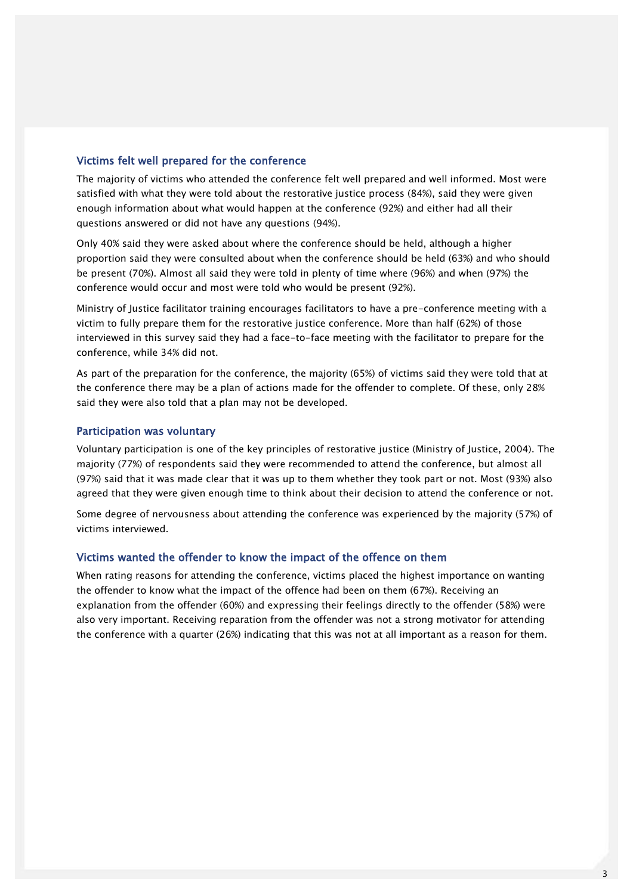### Victims felt well prepared for the conference

The majority of victims who attended the conference felt well prepared and well informed. Most were satisfied with what they were told about the restorative justice process (84%), said they were given enough information about what would happen at the conference (92%) and either had all their questions answered or did not have any questions (94%).

Only 40% said they were asked about where the conference should be held, although a higher proportion said they were consulted about when the conference should be held (63%) and who should be present (70%). Almost all said they were told in plenty of time where (96%) and when (97%) the conference would occur and most were told who would be present (92%).

Ministry of Justice facilitator training encourages facilitators to have a pre-conference meeting with a victim to fully prepare them for the restorative justice conference. More than half (62%) of those interviewed in this survey said they had a face-to-face meeting with the facilitator to prepare for the conference, while 34% did not.

As part of the preparation for the conference, the majority (65%) of victims said they were told that at the conference there may be a plan of actions made for the offender to complete. Of these, only 28% said they were also told that a plan may not be developed.

### Participation was voluntary

Voluntary participation is one of the key principles of restorative justice (Ministry of Justice, 2004). The majority (77%) of respondents said they were recommended to attend the conference, but almost all (97%) said that it was made clear that it was up to them whether they took part or not. Most (93%) also agreed that they were given enough time to think about their decision to attend the conference or not.

Some degree of nervousness about attending the conference was experienced by the majority (57%) of victims interviewed.

### Victims wanted the offender to know the impact of the offence on them

When rating reasons for attending the conference, victims placed the highest importance on wanting the offender to know what the impact of the offence had been on them (67%). Receiving an explanation from the offender (60%) and expressing their feelings directly to the offender (58%) were also very important. Receiving reparation from the offender was not a strong motivator for attending the conference with a quarter (26%) indicating that this was not at all important as a reason for them.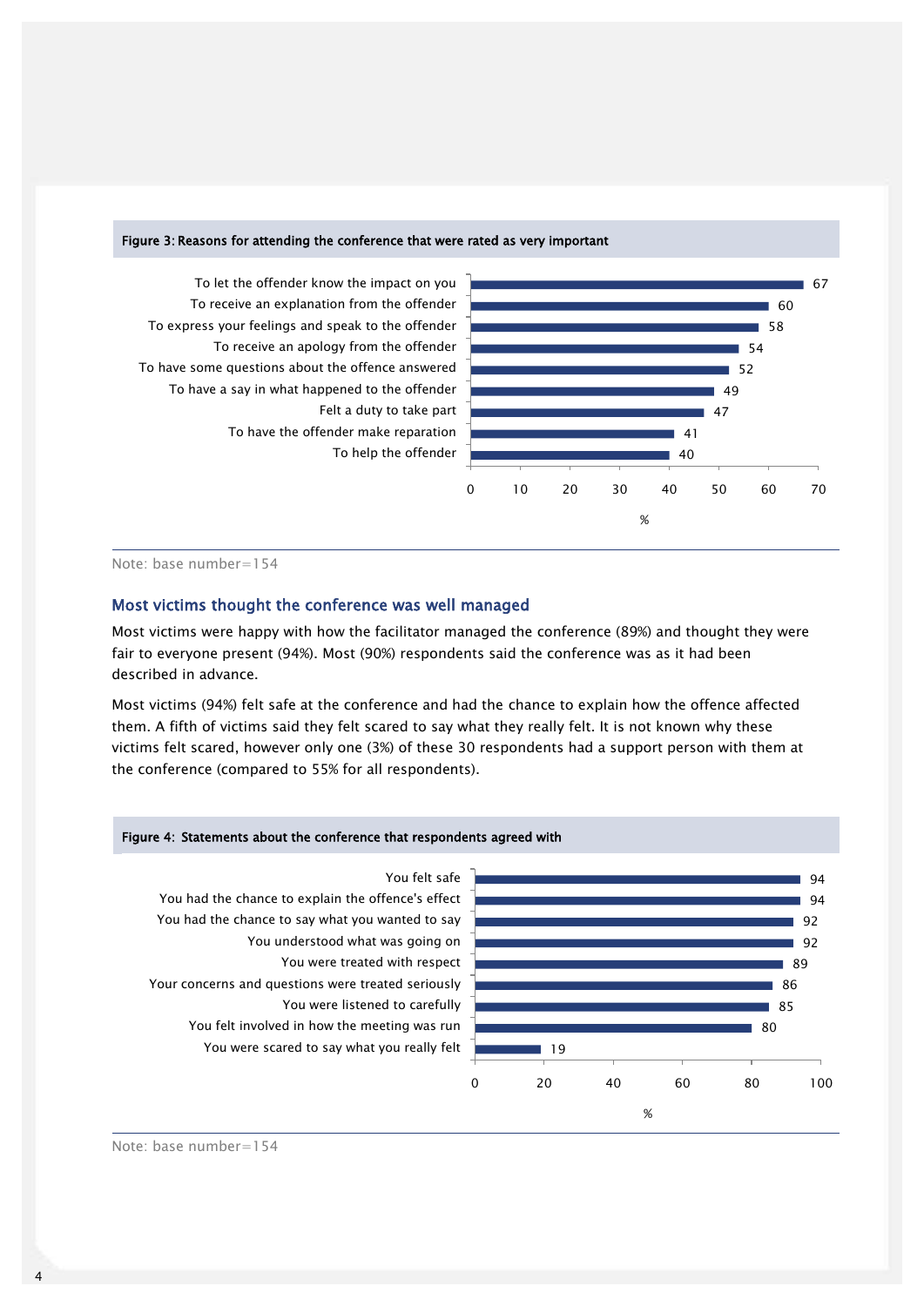**Figure 3: Reasons for attending the conference that were rated as very important**

| Reason | % |
|---|---|
| To let the offender know the impact on you | 67 |
| To receive an explanation from the offender | 60 |
| To express your feelings and speak to the offender | 58 |
| To receive an apology from the offender | 54 |
| To have some questions about the offence answered | 52 |
| To have a say in what happened to the offender | 49 |
| Felt a duty to take part | 47 |
| To have the offender make reparation | 41 |
| To help the offender | 40 |

Note: base number=154

## Most victims thought the conference was well managed

Most victims were happy with how the facilitator managed the conference (89%) and thought they were fair to everyone present (94%). Most (90%) respondents said the conference was as it had been described in advance.

Most victims (94%) felt safe at the conference and had the chance to explain how the offence affected them. A fifth of victims said they felt scared to say what they really felt. It is not known why these victims felt scared, however only one (3%) of these 30 respondents had a support person with them at the conference (compared to 55% for all respondents).

**Figure 4: Statements about the conference that respondents agreed with**

| Statement | % |
|---|---|
| You felt safe | 94 |
| You had the chance to explain the offence's effect | 94 |
| You had the chance to say what you wanted to say | 92 |
| You understood what was going on | 92 |
| You were treated with respect | 89 |
| Your concerns and questions were treated seriously | 86 |
| You were listened to carefully | 85 |
| You felt involved in how the meeting was run | 80 |
| You were scared to say what you really felt | 19 |

Note: base number=154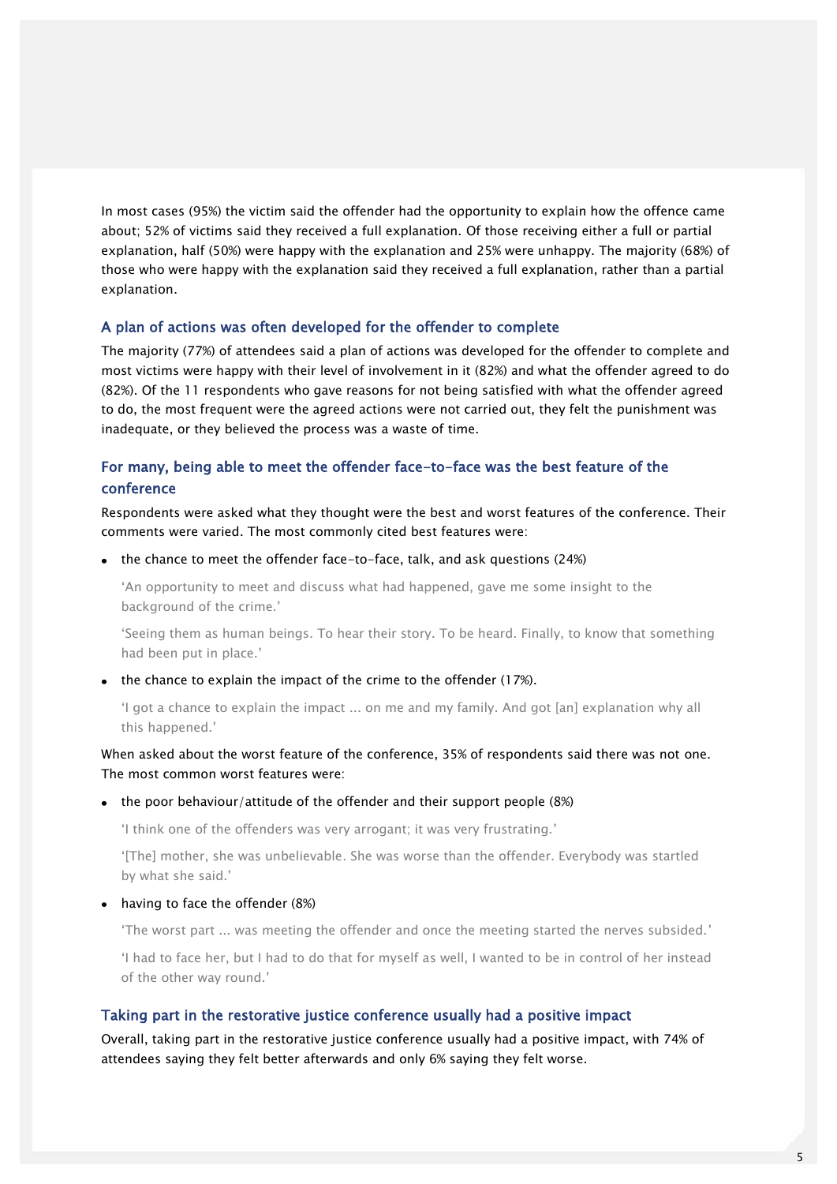In most cases (95%) the victim said the offender had the opportunity to explain how the offence came about; 52% of victims said they received a full explanation. Of those receiving either a full or partial explanation, half (50%) were happy with the explanation and 25% were unhappy. The majority (68%) of those who were happy with the explanation said they received a full explanation, rather than a partial explanation.

### A plan of actions was often developed for the offender to complete

The majority (77%) of attendees said a plan of actions was developed for the offender to complete and most victims were happy with their level of involvement in it (82%) and what the offender agreed to do (82%). Of the 11 respondents who gave reasons for not being satisfied with what the offender agreed to do, the most frequent were the agreed actions were not carried out, they felt the punishment was inadequate, or they believed the process was a waste of time.

### For many, being able to meet the offender face-to-face was the best feature of the conference

Respondents were asked what they thought were the best and worst features of the conference. Their comments were varied. The most commonly cited best features were:

- the chance to meet the offender face-to-face, talk, and ask questions (24%)

  'An opportunity to meet and discuss what had happened, gave me some insight to the background of the crime.'

  'Seeing them as human beings. To hear their story. To be heard. Finally, to know that something had been put in place.'

- the chance to explain the impact of the crime to the offender (17%).

  'I got a chance to explain the impact ... on me and my family. And got [an] explanation why all this happened.'

When asked about the worst feature of the conference, 35% of respondents said there was not one. The most common worst features were:

- the poor behaviour/attitude of the offender and their support people (8%)

  'I think one of the offenders was very arrogant; it was very frustrating.'

  '[The] mother, she was unbelievable. She was worse than the offender. Everybody was startled by what she said.'

- having to face the offender (8%)

  'The worst part ... was meeting the offender and once the meeting started the nerves subsided.'

  'I had to face her, but I had to do that for myself as well, I wanted to be in control of her instead of the other way round.'

### Taking part in the restorative justice conference usually had a positive impact

Overall, taking part in the restorative justice conference usually had a positive impact, with 74% of attendees saying they felt better afterwards and only 6% saying they felt worse.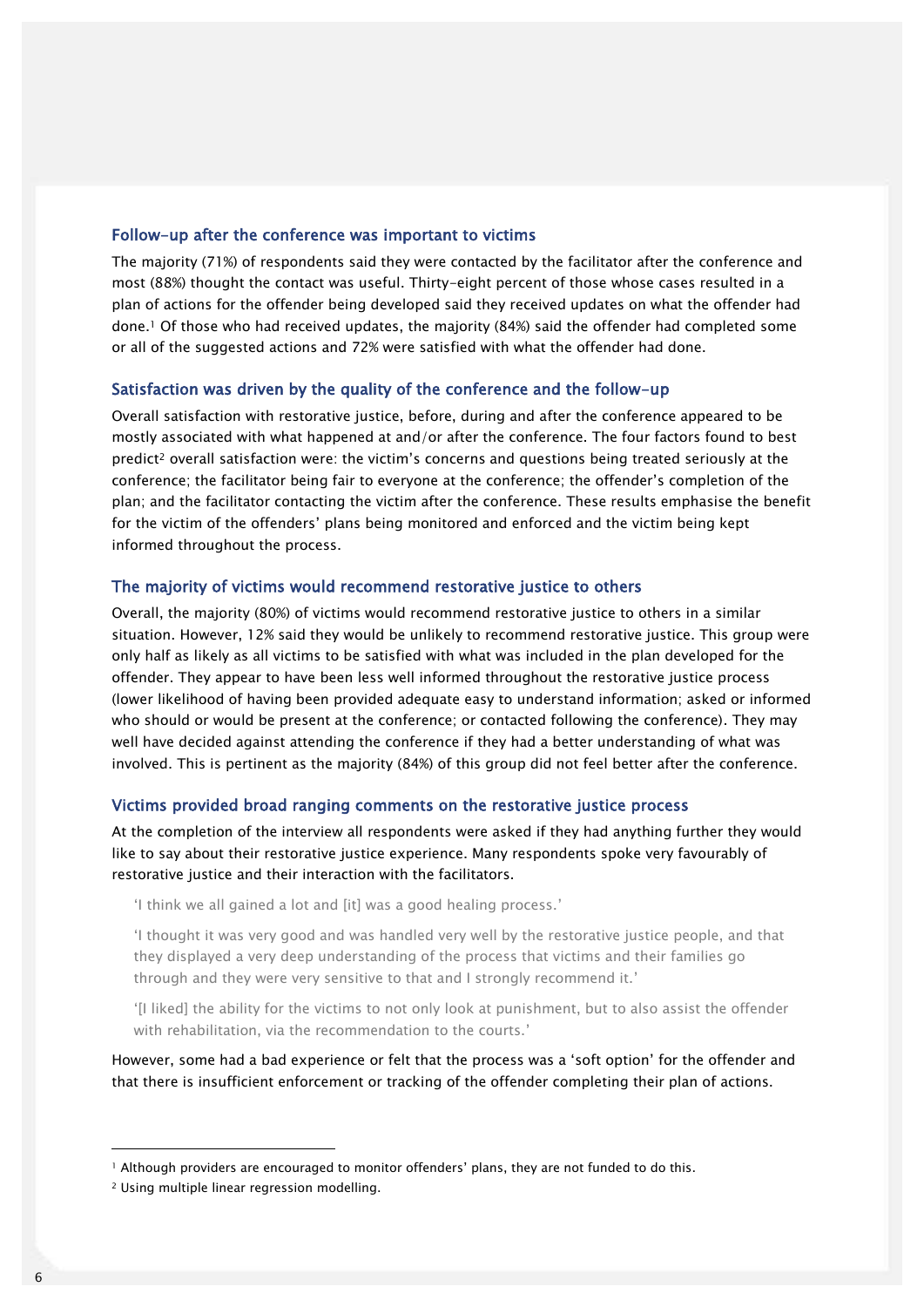### Follow-up after the conference was important to victims

The majority (71%) of respondents said they were contacted by the facilitator after the conference and most (88%) thought the contact was useful. Thirty-eight percent of those whose cases resulted in a plan of actions for the offender being developed said they received updates on what the offender had done.[1] Of those who had received updates, the majority (84%) said the offender had completed some or all of the suggested actions and 72% were satisfied with what the offender had done.

### Satisfaction was driven by the quality of the conference and the follow-up

Overall satisfaction with restorative justice, before, during and after the conference appeared to be mostly associated with what happened at and/or after the conference. The four factors found to best predict[2] overall satisfaction were: the victim's concerns and questions being treated seriously at the conference; the facilitator being fair to everyone at the conference; the offender's completion of the plan; and the facilitator contacting the victim after the conference. These results emphasise the benefit for the victim of the offenders' plans being monitored and enforced and the victim being kept informed throughout the process.

### The majority of victims would recommend restorative justice to others

Overall, the majority (80%) of victims would recommend restorative justice to others in a similar situation. However, 12% said they would be unlikely to recommend restorative justice. This group were only half as likely as all victims to be satisfied with what was included in the plan developed for the offender. They appear to have been less well informed throughout the restorative justice process (lower likelihood of having been provided adequate easy to understand information; asked or informed who should or would be present at the conference; or contacted following the conference). They may well have decided against attending the conference if they had a better understanding of what was involved. This is pertinent as the majority (84%) of this group did not feel better after the conference.

### Victims provided broad ranging comments on the restorative justice process

At the completion of the interview all respondents were asked if they had anything further they would like to say about their restorative justice experience. Many respondents spoke very favourably of restorative justice and their interaction with the facilitators.

> 'I think we all gained a lot and [it] was a good healing process.'
>
> 'I thought it was very good and was handled very well by the restorative justice people, and that they displayed a very deep understanding of the process that victims and their families go through and they were very sensitive to that and I strongly recommend it.'
>
> '[I liked] the ability for the victims to not only look at punishment, but to also assist the offender with rehabilitation, via the recommendation to the courts.'

However, some had a bad experience or felt that the process was a 'soft option' for the offender and that there is insufficient enforcement or tracking of the offender completing their plan of actions.

---

[1] Although providers are encouraged to monitor offenders' plans, they are not funded to do this.

[2] Using multiple linear regression modelling.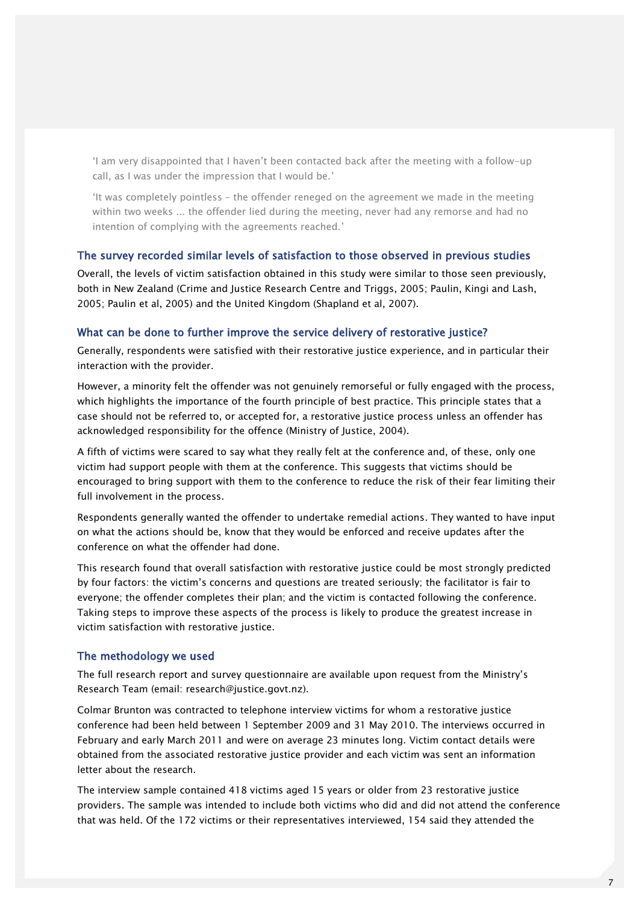> 'I am very disappointed that I haven't been contacted back after the meeting with a follow-up call, as I was under the impression that I would be.'
>
> 'It was completely pointless – the offender reneged on the agreement we made in the meeting within two weeks ... the offender lied during the meeting, never had any remorse and had no intention of complying with the agreements reached.'

### The survey recorded similar levels of satisfaction to those observed in previous studies

Overall, the levels of victim satisfaction obtained in this study were similar to those seen previously, both in New Zealand (Crime and Justice Research Centre and Triggs, 2005; Paulin, Kingi and Lash, 2005; Paulin et al, 2005) and the United Kingdom (Shapland et al, 2007).

### What can be done to further improve the service delivery of restorative justice?

Generally, respondents were satisfied with their restorative justice experience, and in particular their interaction with the provider.

However, a minority felt the offender was not genuinely remorseful or fully engaged with the process, which highlights the importance of the fourth principle of best practice. This principle states that a case should not be referred to, or accepted for, a restorative justice process unless an offender has acknowledged responsibility for the offence (Ministry of Justice, 2004).

A fifth of victims were scared to say what they really felt at the conference and, of these, only one victim had support people with them at the conference. This suggests that victims should be encouraged to bring support with them to the conference to reduce the risk of their fear limiting their full involvement in the process.

Respondents generally wanted the offender to undertake remedial actions. They wanted to have input on what the actions should be, know that they would be enforced and receive updates after the conference on what the offender had done.

This research found that overall satisfaction with restorative justice could be most strongly predicted by four factors: the victim's concerns and questions are treated seriously; the facilitator is fair to everyone; the offender completes their plan; and the victim is contacted following the conference. Taking steps to improve these aspects of the process is likely to produce the greatest increase in victim satisfaction with restorative justice.

### The methodology we used

The full research report and survey questionnaire are available upon request from the Ministry's Research Team (email: research@justice.govt.nz).

Colmar Brunton was contracted to telephone interview victims for whom a restorative justice conference had been held between 1 September 2009 and 31 May 2010. The interviews occurred in February and early March 2011 and were on average 23 minutes long. Victim contact details were obtained from the associated restorative justice provider and each victim was sent an information letter about the research.

The interview sample contained 418 victims aged 15 years or older from 23 restorative justice providers. The sample was intended to include both victims who did and did not attend the conference that was held. Of the 172 victims or their representatives interviewed, 154 said they attended the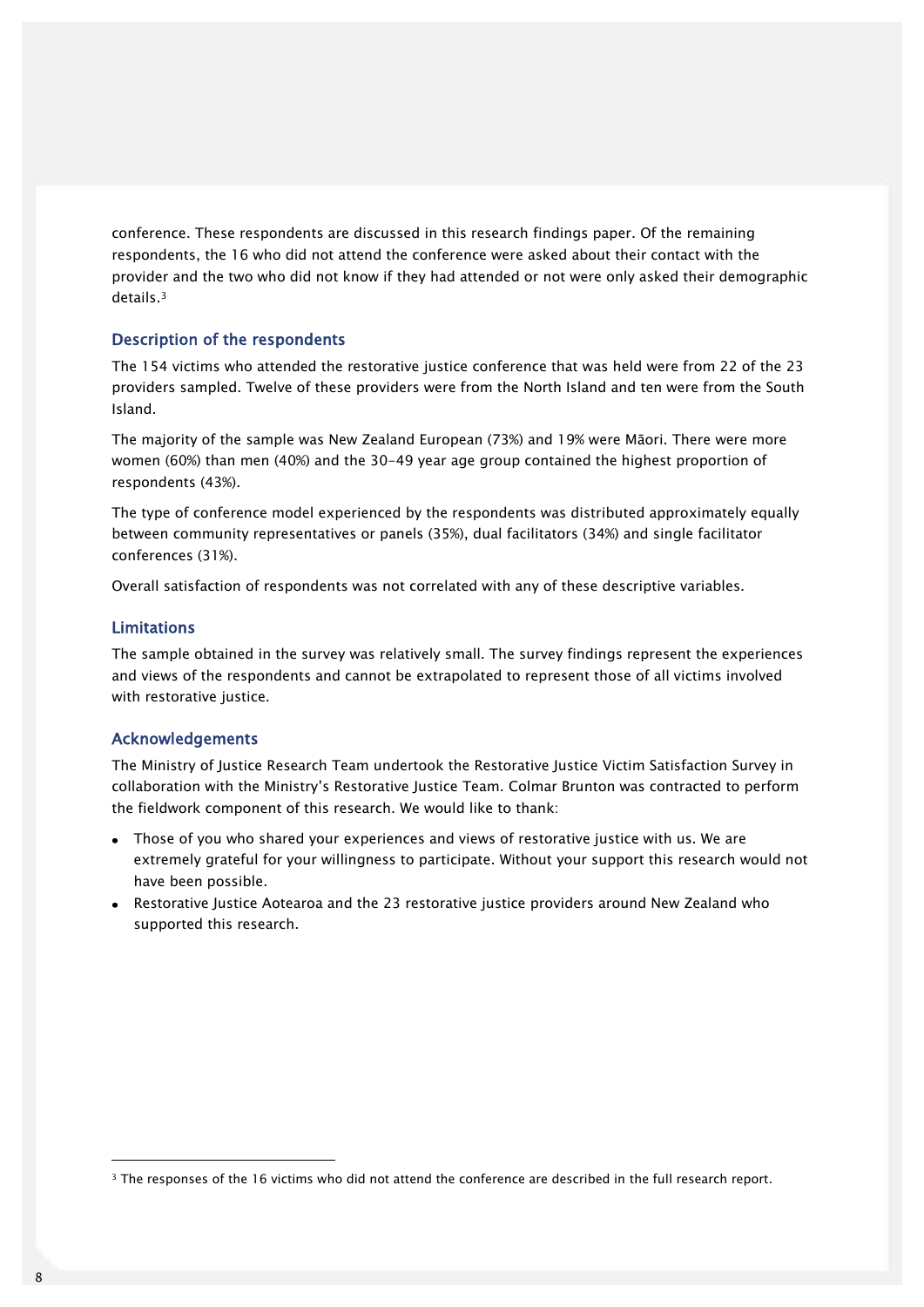conference. These respondents are discussed in this research findings paper. Of the remaining respondents, the 16 who did not attend the conference were asked about their contact with the provider and the two who did not know if they had attended or not were only asked their demographic details.[3]

## Description of the respondents

The 154 victims who attended the restorative justice conference that was held were from 22 of the 23 providers sampled. Twelve of these providers were from the North Island and ten were from the South Island.

The majority of the sample was New Zealand European (73%) and 19% were Māori. There were more women (60%) than men (40%) and the 30-49 year age group contained the highest proportion of respondents (43%).

The type of conference model experienced by the respondents was distributed approximately equally between community representatives or panels (35%), dual facilitators (34%) and single facilitator conferences (31%).

Overall satisfaction of respondents was not correlated with any of these descriptive variables.

## Limitations

The sample obtained in the survey was relatively small. The survey findings represent the experiences and views of the respondents and cannot be extrapolated to represent those of all victims involved with restorative justice.

## Acknowledgements

The Ministry of Justice Research Team undertook the Restorative Justice Victim Satisfaction Survey in collaboration with the Ministry's Restorative Justice Team. Colmar Brunton was contracted to perform the fieldwork component of this research. We would like to thank:

- Those of you who shared your experiences and views of restorative justice with us. We are extremely grateful for your willingness to participate. Without your support this research would not have been possible.
- Restorative Justice Aotearoa and the 23 restorative justice providers around New Zealand who supported this research.

[3] The responses of the 16 victims who did not attend the conference are described in the full research report.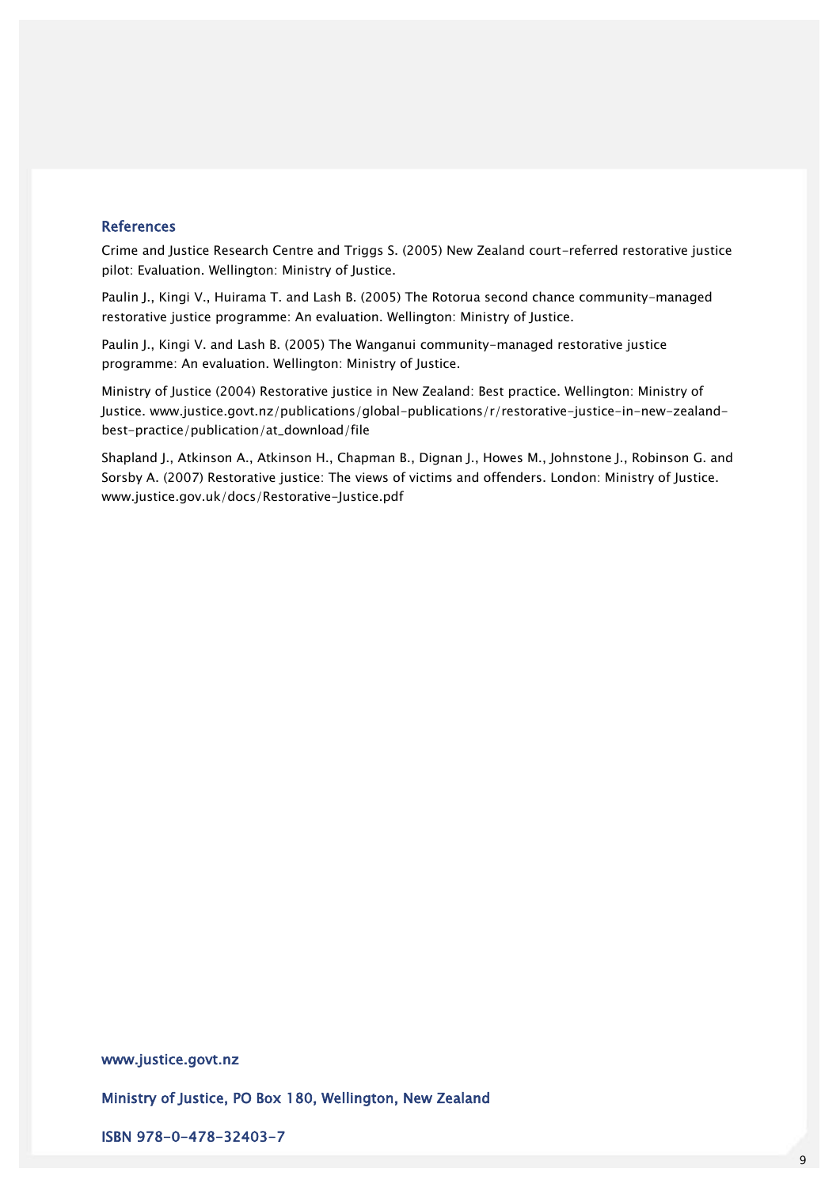## References

Crime and Justice Research Centre and Triggs S. (2005) New Zealand court-referred restorative justice pilot: Evaluation. Wellington: Ministry of Justice.

Paulin J., Kingi V., Huirama T. and Lash B. (2005) The Rotorua second chance community-managed restorative justice programme: An evaluation. Wellington: Ministry of Justice.

Paulin J., Kingi V. and Lash B. (2005) The Wanganui community-managed restorative justice programme: An evaluation. Wellington: Ministry of Justice.

Ministry of Justice (2004) Restorative justice in New Zealand: Best practice. Wellington: Ministry of Justice. www.justice.govt.nz/publications/global-publications/r/restorative-justice-in-new-zealand-best-practice/publication/at_download/file

Shapland J., Atkinson A., Atkinson H., Chapman B., Dignan J., Howes M., Johnstone J., Robinson G. and Sorsby A. (2007) Restorative justice: The views of victims and offenders. London: Ministry of Justice. www.justice.gov.uk/docs/Restorative-Justice.pdf

**www.justice.govt.nz**

**Ministry of Justice, PO Box 180, Wellington, New Zealand**

**ISBN 978-0-478-32403-7**